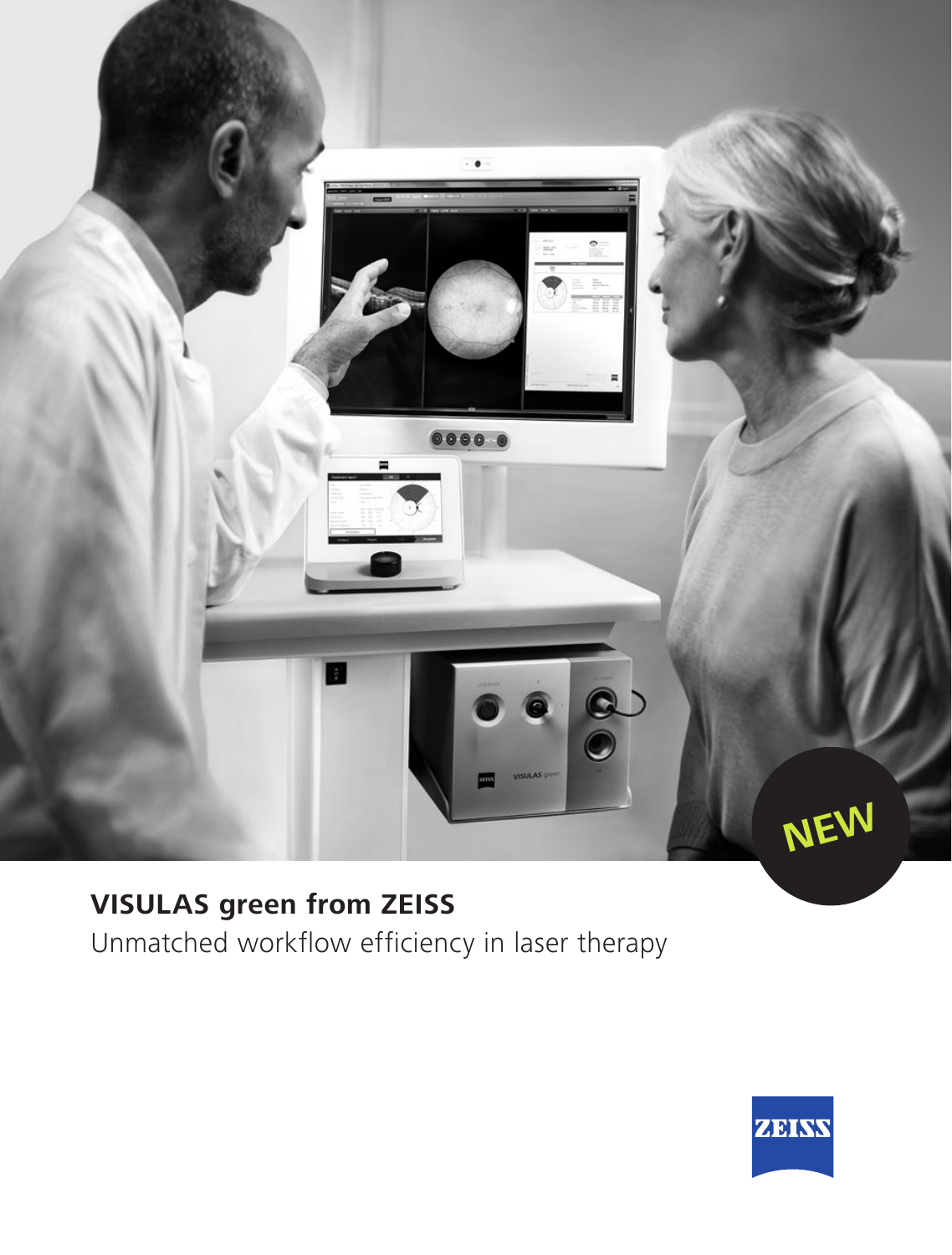NEW

# VISULAS green from ZEISS

Unmatched workflow efficiency in laser therapy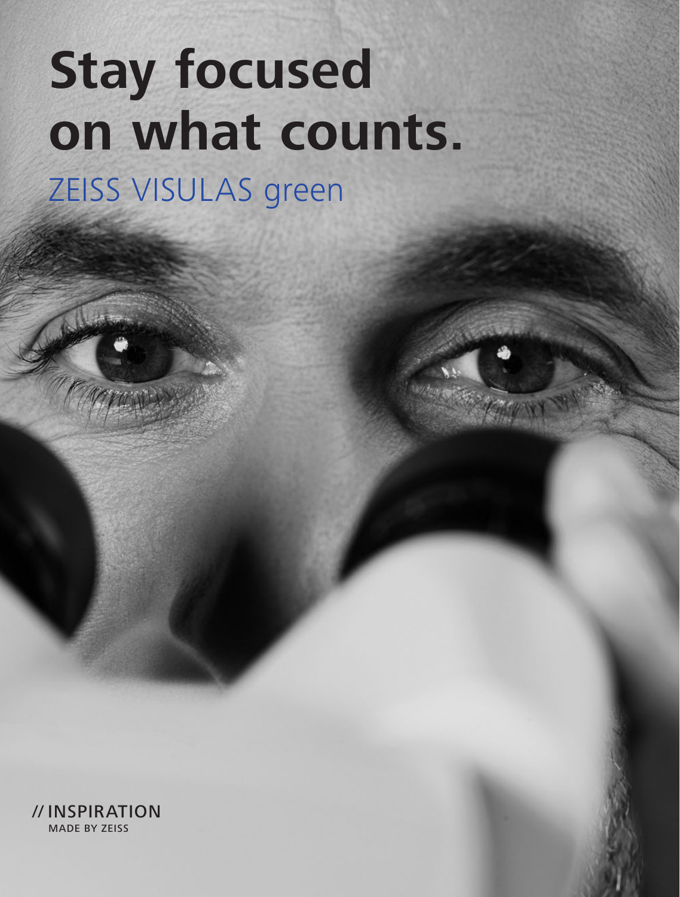# Stay focused on what counts.

## ZEISS VISULAS green

// INSPIRATION
MADE BY ZEISS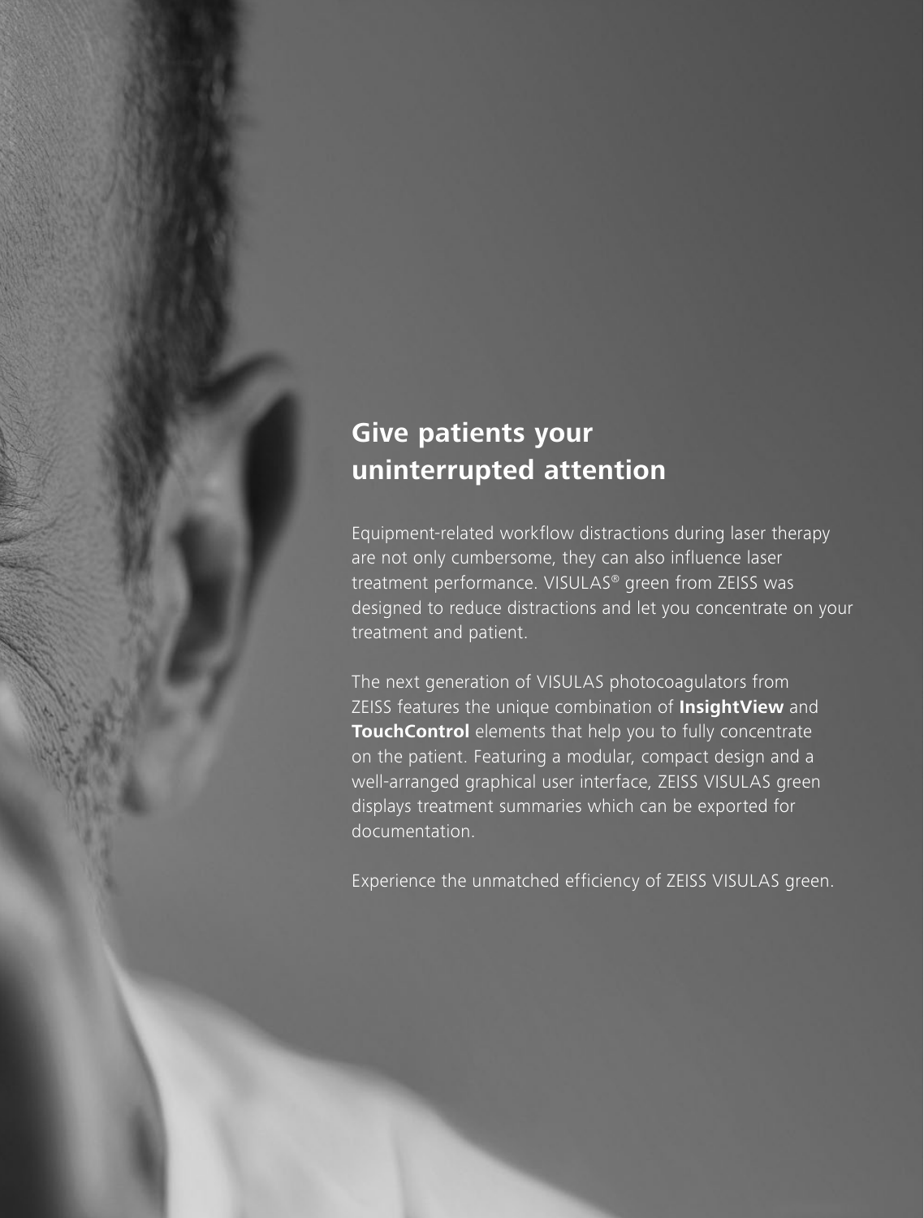## Give patients your uninterrupted attention

Equipment-related workflow distractions during laser therapy are not only cumbersome, they can also influence laser treatment performance. VISULAS® green from ZEISS was designed to reduce distractions and let you concentrate on your treatment and patient.

The next generation of VISULAS photocoagulators from ZEISS features the unique combination of **InsightView** and **TouchControl** elements that help you to fully concentrate on the patient. Featuring a modular, compact design and a well-arranged graphical user interface, ZEISS VISULAS green displays treatment summaries which can be exported for documentation.

Experience the unmatched efficiency of ZEISS VISULAS green.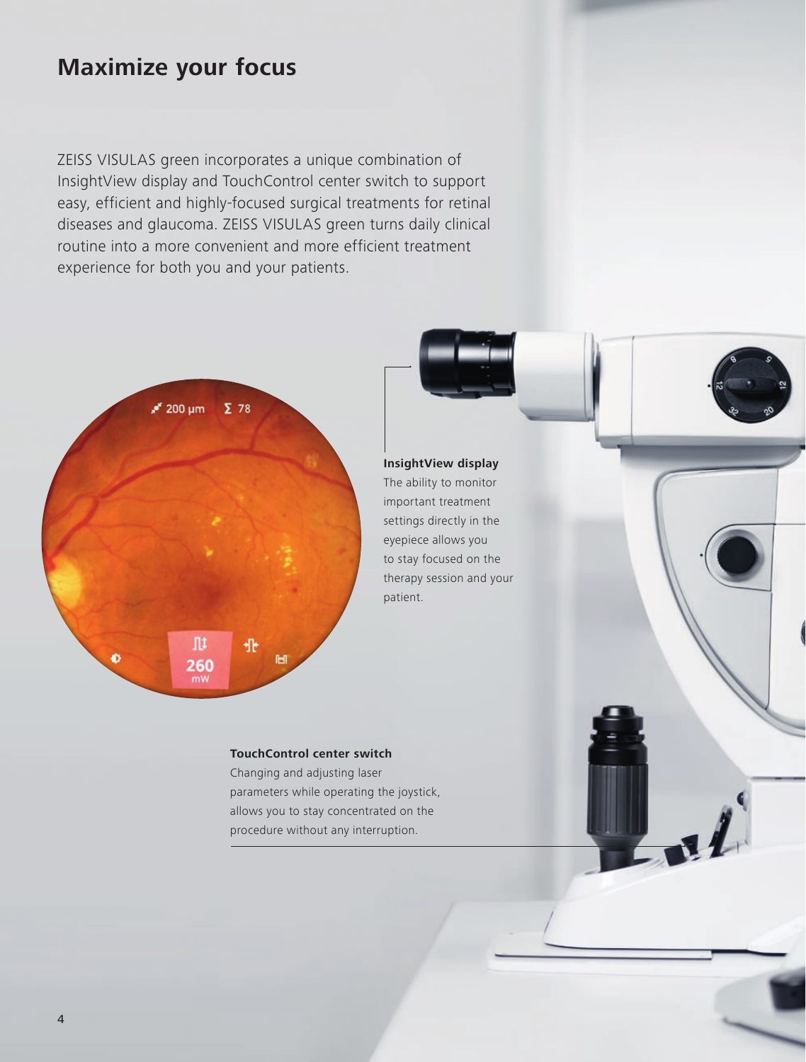# Maximize your focus

ZEISS VISULAS green incorporates a unique combination of InsightView display and TouchControl center switch to support easy, efficient and highly-focused surgical treatments for retinal diseases and glaucoma. ZEISS VISULAS green turns daily clinical routine into a more convenient and more efficient treatment experience for both you and your patients.

**InsightView display**
The ability to monitor important treatment settings directly in the eyepiece allows you to stay focused on the therapy session and your patient.

**TouchControl center switch**
Changing and adjusting laser parameters while operating the joystick, allows you to stay concentrated on the procedure without any interruption.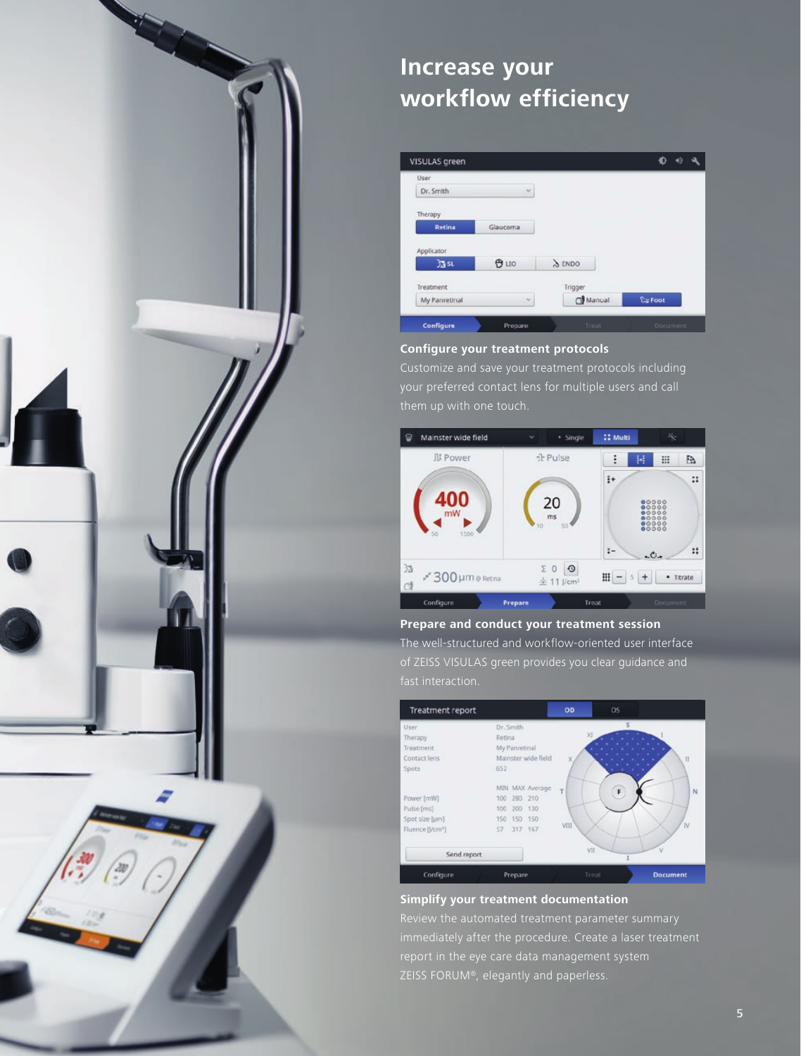# Increase your workflow efficiency

### Configure your treatment protocols

Customize and save your treatment protocols including your preferred contact lens for multiple users and call them up with one touch.

### Prepare and conduct your treatment session

The well-structured and workflow-oriented user interface of ZEISS VISULAS green provides you clear guidance and fast interaction.

### Simplify your treatment documentation

Review the automated treatment parameter summary immediately after the procedure. Create a laser treatment report in the eye care data management system ZEISS FORUM®, elegantly and paperless.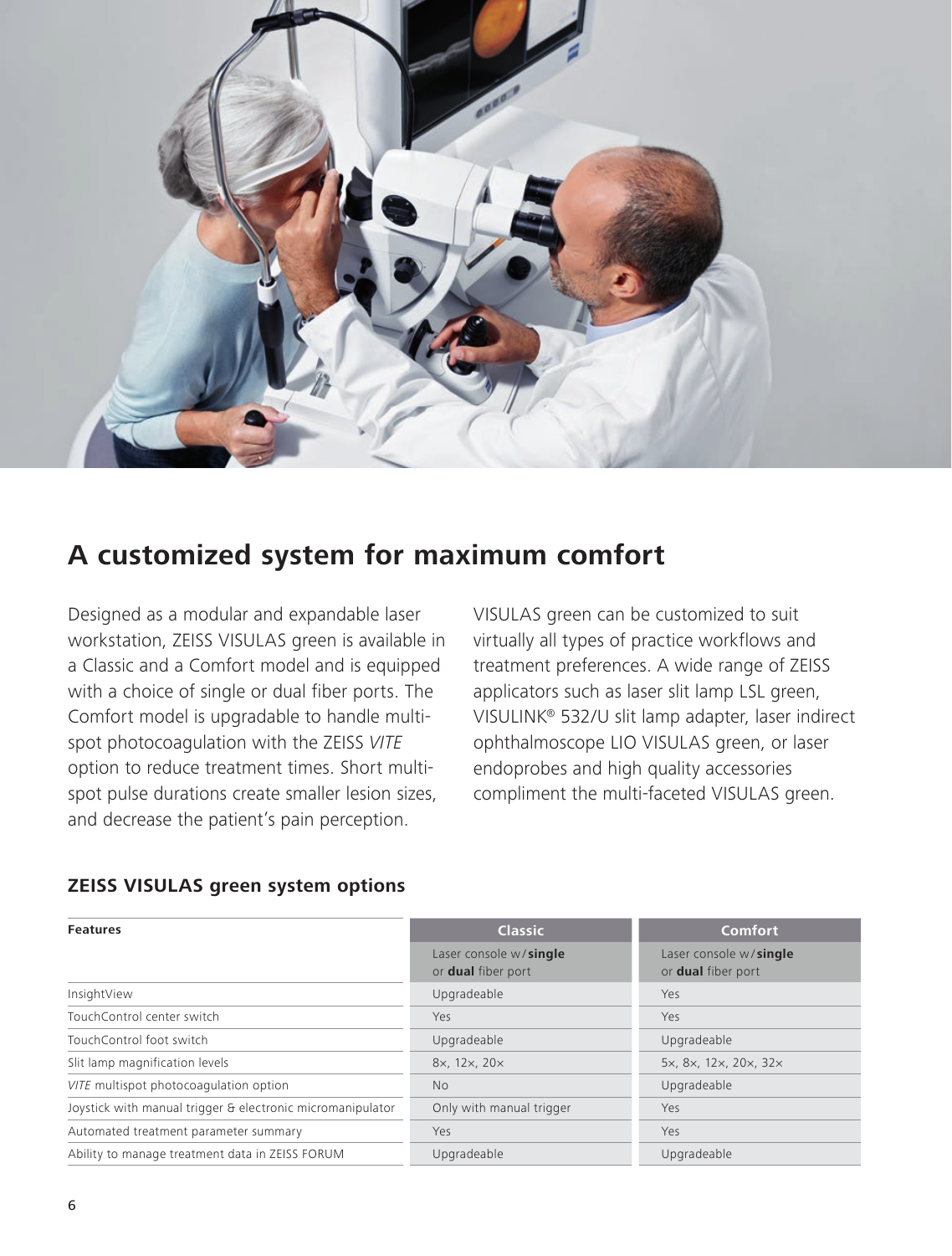## A customized system for maximum comfort

Designed as a modular and expandable laser workstation, ZEISS VISULAS green is available in a Classic and a Comfort model and is equipped with a choice of single or dual fiber ports. The Comfort model is upgradable to handle multi-spot photocoagulation with the ZEISS *VITE* option to reduce treatment times. Short multi-spot pulse durations create smaller lesion sizes, and decrease the patient's pain perception.

VISULAS green can be customized to suit virtually all types of practice workflows and treatment preferences. A wide range of ZEISS applicators such as laser slit lamp LSL green, VISULINK® 532/U slit lamp adapter, laser indirect ophthalmoscope LIO VISULAS green, or laser endoprobes and high quality accessories compliment the multi-faceted VISULAS green.

### ZEISS VISULAS green system options

| Features | Classic | Comfort |
| --- | --- | --- |
| | Laser console w/**single** or **dual** fiber port | Laser console w/**single** or **dual** fiber port |
| InsightView | Upgradeable | Yes |
| TouchControl center switch | Yes | Yes |
| TouchControl foot switch | Upgradeable | Upgradeable |
| Slit lamp magnification levels | 8×, 12×, 20× | 5×, 8×, 12×, 20×, 32× |
| *VITE* multispot photocoagulation option | No | Upgradeable |
| Joystick with manual trigger & electronic micromanipulator | Only with manual trigger | Yes |
| Automated treatment parameter summary | Yes | Yes |
| Ability to manage treatment data in ZEISS FORUM | Upgradeable | Upgradeable |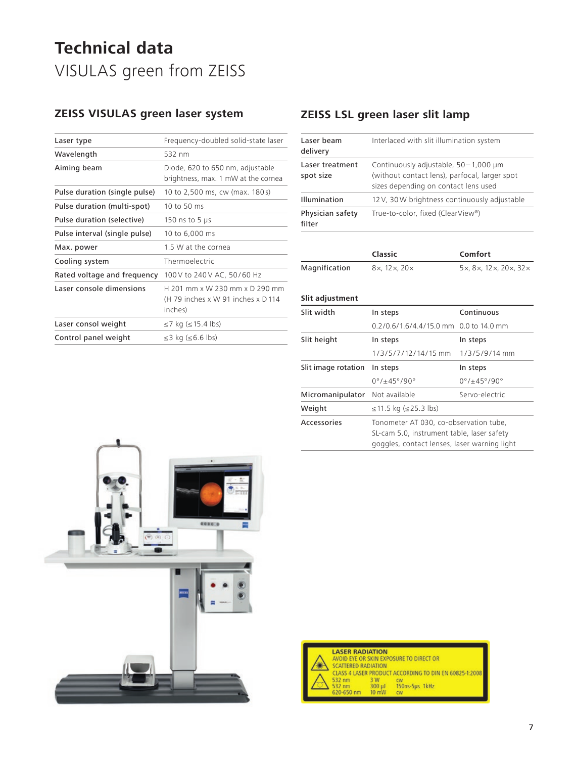# Technical data

VISULAS green from ZEISS

## ZEISS VISULAS green laser system

| | |
|---|---|
| Laser type | Frequency-doubled solid-state laser |
| Wavelength | 532 nm |
| Aiming beam | Diode, 620 to 650 nm, adjustable brightness, max. 1 mW at the cornea |
| Pulse duration (single pulse) | 10 to 2,500 ms, cw (max. 180 s) |
| Pulse duration (multi-spot) | 10 to 50 ms |
| Pulse duration (selective) | 150 ns to 5 µs |
| Pulse interval (single pulse) | 10 to 6,000 ms |
| Max. power | 1.5 W at the cornea |
| Cooling system | Thermoelectric |
| Rated voltage and frequency | 100 V to 240 V AC, 50/60 Hz |
| Laser console dimensions | H 201 mm x W 230 mm x D 290 mm (H 79 inches x W 91 inches x D 114 inches) |
| Laser consol weight | ≤7 kg (≤15.4 lbs) |
| Control panel weight | ≤3 kg (≤6.6 lbs) |

## ZEISS LSL green laser slit lamp

| | |
|---|---|
| Laser beam delivery | Interlaced with slit illumination system |
| Laser treatment spot size | Continuously adjustable, 50 – 1,000 µm (without contact lens), parfocal, larger spot sizes depending on contact lens used |
| Illumination | 12 V, 30 W brightness continuously adjustable |
| Physician safety filter | True-to-color, fixed (ClearView®) |

| | Classic | Comfort |
|---|---|---|
| Magnification | 8×, 12×, 20× | 5×, 8×, 12×, 20×, 32× |

| Slit adjustment | | |
|---|---|---|
| Slit width | In steps | Continuous |
| | 0.2/0.6/1.6/4.4/15.0 mm | 0.0 to 14.0 mm |
| Slit height | In steps | In steps |
| | 1/3/5/7/12/14/15 mm | 1/3/5/9/14 mm |
| Slit image rotation | In steps | In steps |
| | 0°/±45°/90° | 0°/±45°/90° |
| Micromanipulator | Not available | Servo-electric |
| Weight | ≤11.5 kg (≤25.3 lbs) | |
| Accessories | Tonometer AT 030, co-observation tube, SL-cam 5.0, instrument table, laser safety goggles, contact lenses, laser warning light | |

LASER RADIATION
AVOID EYE OR SKIN EXPOSURE TO DIRECT OR SCATTERED RADIATION
CLASS 4 LASER PRODUCT ACCORDING TO DIN EN 60825-1:2008
532 nm 3 W cw
532 nm 300 µJ 150ns-5µs 1kHz
620-650 nm 10 mW cw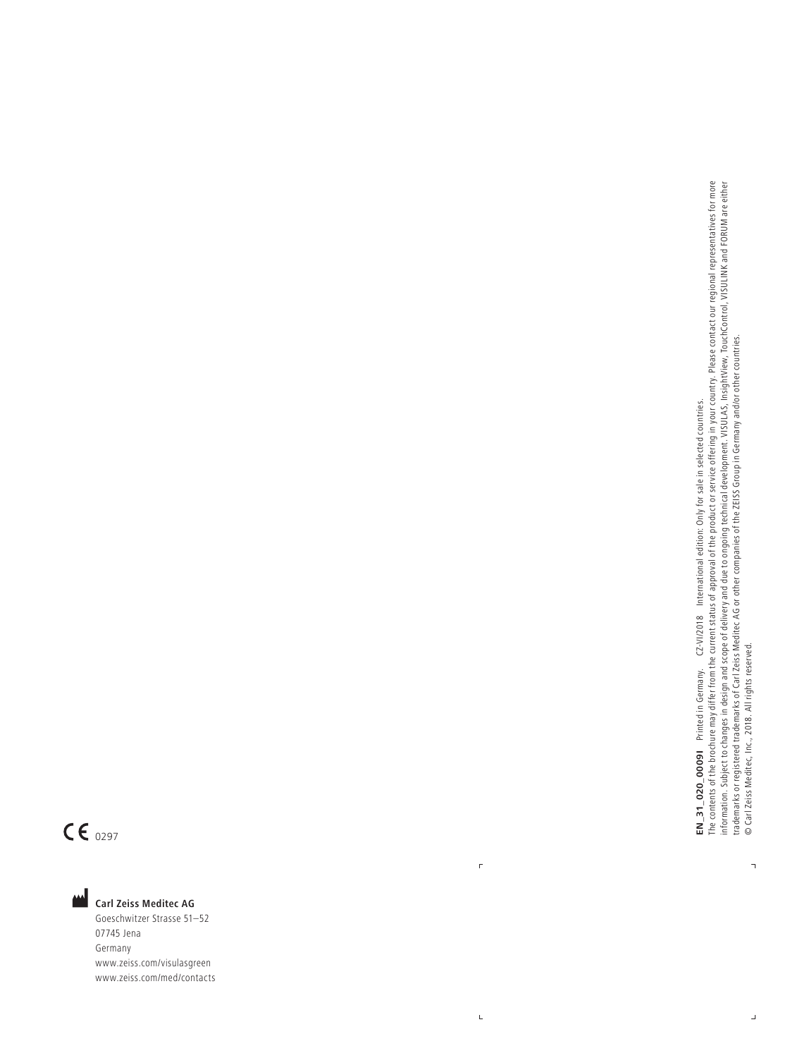**EN_31_020_0009I** Printed in Germany. CZ-VI/2018 International edition: Only for sale in selected countries.
The contents of the brochure may differ from the current status of approval of the product or service offering in your country. Please contact our regional representatives for more information. Subject to changes in design and scope of delivery and due to ongoing technical development. VISULAS, InsightView, TouchControl, VISULINK and FORUM are either trademarks or registered trademarks of Carl Zeiss Meditec AG or other companies of the ZEISS Group in Germany and/or other countries.
© Carl Zeiss Meditec, Inc., 2018. All rights reserved.

CE 0297

**Carl Zeiss Meditec AG**
Goeschwitzer Strasse 51–52
07745 Jena
Germany
www.zeiss.com/visulasgreen
www.zeiss.com/med/contacts